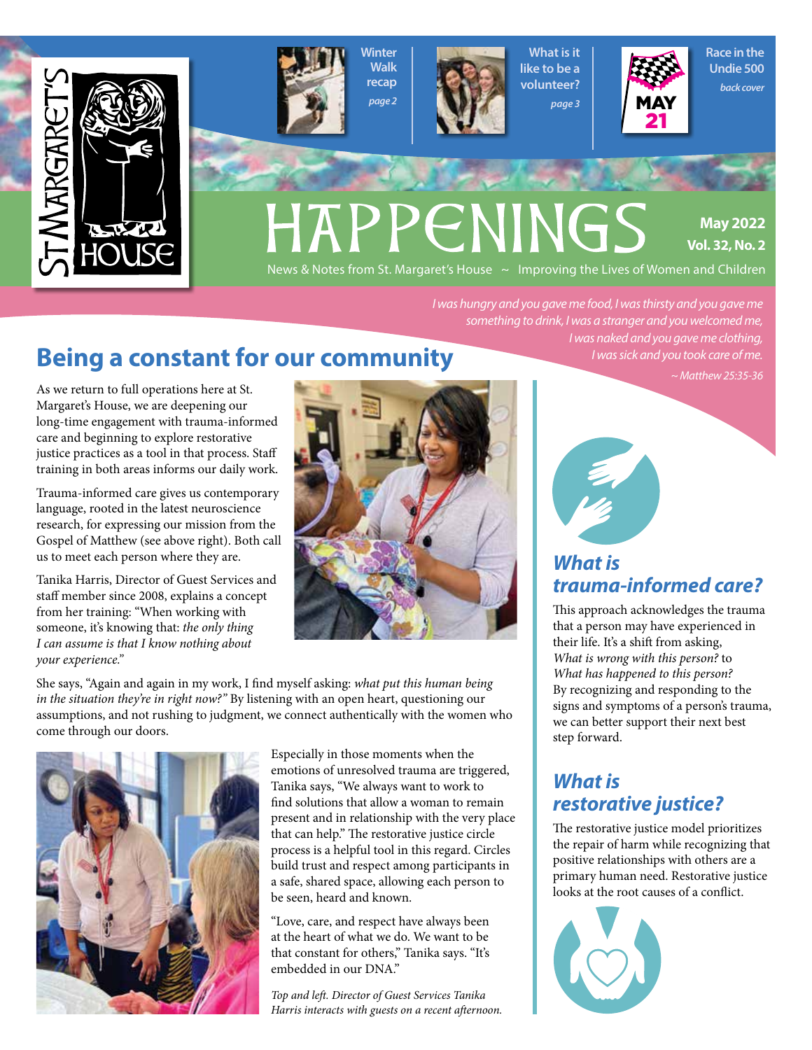St. Margaret's House

Winter Walk recap *page 2*

What is it like to be a volunteer? *page 3*

MAY 21

Race in the Undie 500 *back cover*

# HAPPENINGS

**May 2022**
**Vol. 32, No. 2**

News & Notes from St. Margaret's House ~ Improving the Lives of Women and Children

*I was hungry and you gave me food, I was thirsty and you gave me something to drink, I was a stranger and you welcomed me, I was naked and you gave me clothing, I was sick and you took care of me.*
*~ Matthew 25:35-36*

## Being a constant for our community

As we return to full operations here at St. Margaret's House, we are deepening our long-time engagement with trauma-informed care and beginning to explore restorative justice practices as a tool in that process. Staff training in both areas informs our daily work.

Trauma-informed care gives us contemporary language, rooted in the latest neuroscience research, for expressing our mission from the Gospel of Matthew (see above right). Both call us to meet each person where they are.

Tanika Harris, Director of Guest Services and staff member since 2008, explains a concept from her training: "When working with someone, it's knowing that: *the only thing I can assume is that I know nothing about your experience.*"

She says, "Again and again in my work, I find myself asking: *what put this human being in the situation they're in right now?"* By listening with an open heart, questioning our assumptions, and not rushing to judgment, we connect authentically with the women who come through our doors.

Especially in those moments when the emotions of unresolved trauma are triggered, Tanika says, "We always want to work to find solutions that allow a woman to remain present and in relationship with the very place that can help." The restorative justice circle process is a helpful tool in this regard. Circles build trust and respect among participants in a safe, shared space, allowing each person to be seen, heard and known.

"Love, care, and respect have always been at the heart of what we do. We want to be that constant for others," Tanika says. "It's embedded in our DNA."

*Top and left. Director of Guest Services Tanika Harris interacts with guests on a recent afternoon.*

### *What is trauma-informed care?*

This approach acknowledges the trauma that a person may have experienced in their life. It's a shift from asking, *What is wrong with this person?* to *What has happened to this person?* By recognizing and responding to the signs and symptoms of a person's trauma, we can better support their next best step forward.

### *What is restorative justice?*

The restorative justice model prioritizes the repair of harm while recognizing that positive relationships with others are a primary human need. Restorative justice looks at the root causes of a conflict.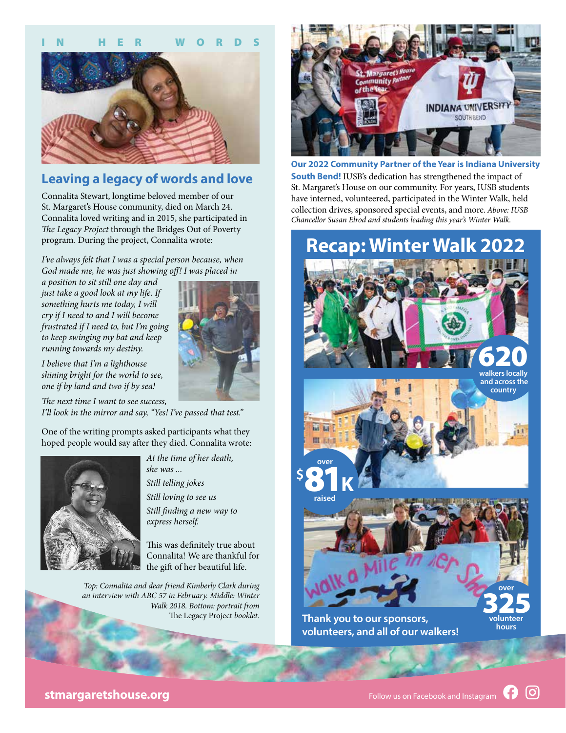IN HER WORDS

## Leaving a legacy of words and love

Connalita Stewart, longtime beloved member of our St. Margaret's House community, died on March 24. Connalita loved writing and in 2015, she participated in *The Legacy Project* through the Bridges Out of Poverty program. During the project, Connalita wrote:

*I've always felt that I was a special person because, when God made me, he was just showing off! I was placed in a position to sit still one day and just take a good look at my life. If something hurts me today, I will cry if I need to and I will become frustrated if I need to, but I'm going to keep swinging my bat and keep running towards my destiny.*

*I believe that I'm a lighthouse shining bright for the world to see, one if by land and two if by sea!*

*The next time I want to see success, I'll look in the mirror and say, "Yes! I've passed that test."*

One of the writing prompts asked participants what they hoped people would say after they died. Connalita wrote:

*At the time of her death, she was ...*
*Still telling jokes*
*Still loving to see us*
*Still finding a new way to express herself.*

This was definitely true about Connalita! We are thankful for the gift of her beautiful life.

*Top: Connalita and dear friend Kimberly Clark during an interview with ABC 57 in February. Middle: Winter Walk 2018. Bottom: portrait from* The Legacy Project *booklet.*

**Our 2022 Community Partner of the Year is Indiana University South Bend!** IUSB's dedication has strengthened the impact of St. Margaret's House on our community. For years, IUSB students have interned, volunteered, participated in the Winter Walk, held collection drives, sponsored special events, and more. *Above: IUSB Chancellor Susan Elrod and students leading this year's Winter Walk.*

## Recap: Winter Walk 2022

**620** walkers locally and across the country

over **$81K** raised

over **325** volunteer hours

**Thank you to our sponsors, volunteers, and all of our walkers!**

stmargaretshouse.org

Follow us on Facebook and Instagram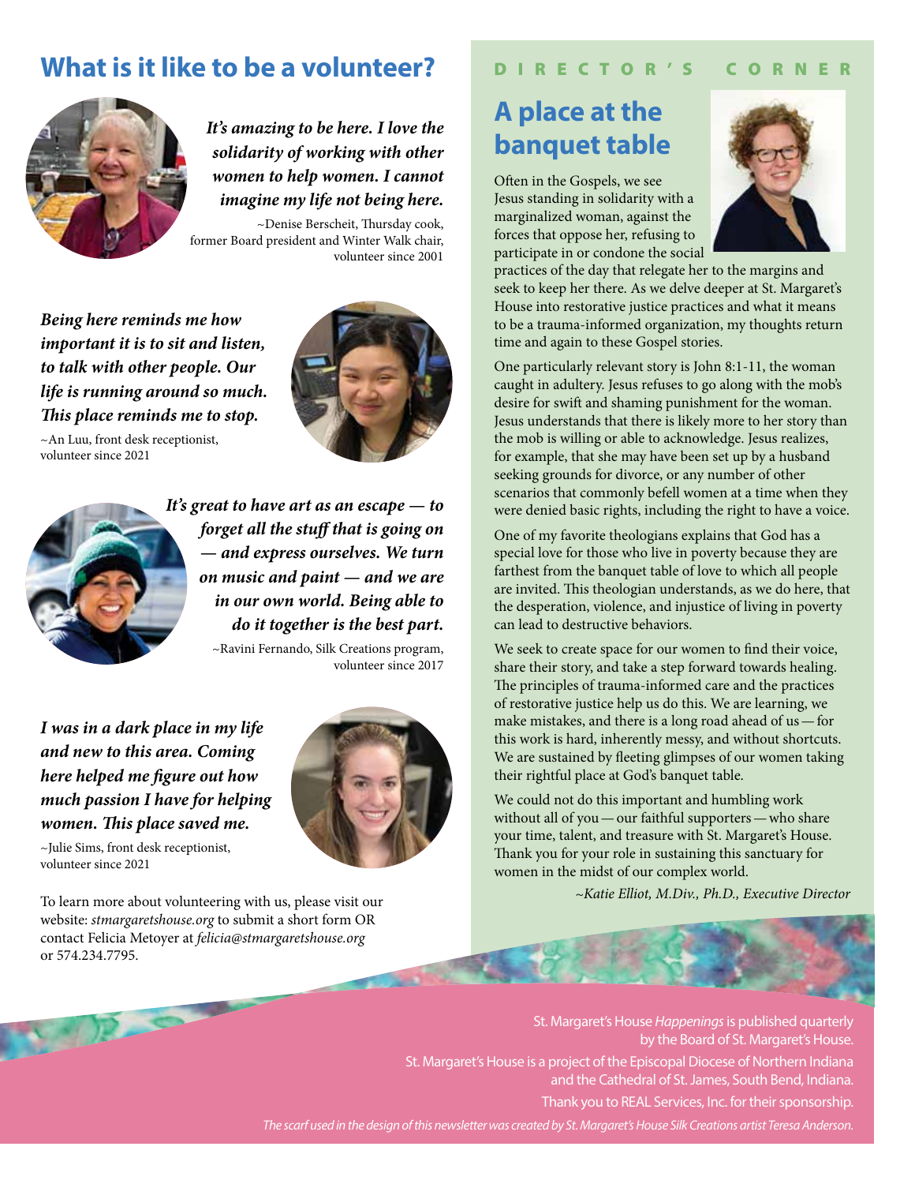## What is it like to be a volunteer?

***It's amazing to be here. I love the solidarity of working with other women to help women. I cannot imagine my life not being here.***

~Denise Berscheit, Thursday cook, former Board president and Winter Walk chair, volunteer since 2001

***Being here reminds me how important it is to sit and listen, to talk with other people. Our life is running around so much. This place reminds me to stop.***

~An Luu, front desk receptionist, volunteer since 2021

***It's great to have art as an escape — to forget all the stuff that is going on — and express ourselves. We turn on music and paint — and we are in our own world. Being able to do it together is the best part.***

~Ravini Fernando, Silk Creations program, volunteer since 2017

***I was in a dark place in my life and new to this area. Coming here helped me figure out how much passion I have for helping women. This place saved me.***

~Julie Sims, front desk receptionist, volunteer since 2021

To learn more about volunteering with us, please visit our website: *stmargaretshouse.org* to submit a short form OR contact Felicia Metoyer at *felicia@stmargaretshouse.org* or 574.234.7795.

**DIRECTOR'S CORNER**

## A place at the banquet table

Often in the Gospels, we see Jesus standing in solidarity with a marginalized woman, against the forces that oppose her, refusing to participate in or condone the social practices of the day that relegate her to the margins and seek to keep her there. As we delve deeper at St. Margaret's House into restorative justice practices and what it means to be a trauma-informed organization, my thoughts return time and again to these Gospel stories.

One particularly relevant story is John 8:1-11, the woman caught in adultery. Jesus refuses to go along with the mob's desire for swift and shaming punishment for the woman. Jesus understands that there is likely more to her story than the mob is willing or able to acknowledge. Jesus realizes, for example, that she may have been set up by a husband seeking grounds for divorce, or any number of other scenarios that commonly befell women at a time when they were denied basic rights, including the right to have a voice.

One of my favorite theologians explains that God has a special love for those who live in poverty because they are farthest from the banquet table of love to which all people are invited. This theologian understands, as we do here, that the desperation, violence, and injustice of living in poverty can lead to destructive behaviors.

We seek to create space for our women to find their voice, share their story, and take a step forward towards healing. The principles of trauma-informed care and the practices of restorative justice help us do this. We are learning, we make mistakes, and there is a long road ahead of us — for this work is hard, inherently messy, and without shortcuts. We are sustained by fleeting glimpses of our women taking their rightful place at God's banquet table.

We could not do this important and humbling work without all of you — our faithful supporters — who share your time, talent, and treasure with St. Margaret's House. Thank you for your role in sustaining this sanctuary for women in the midst of our complex world.

*~Katie Elliot, M.Div., Ph.D., Executive Director*

St. Margaret's House *Happenings* is published quarterly by the Board of St. Margaret's House.

St. Margaret's House is a project of the Episcopal Diocese of Northern Indiana and the Cathedral of St. James, South Bend, Indiana.

Thank you to REAL Services, Inc. for their sponsorship.

*The scarf used in the design of this newsletter was created by St. Margaret's House Silk Creations artist Teresa Anderson.*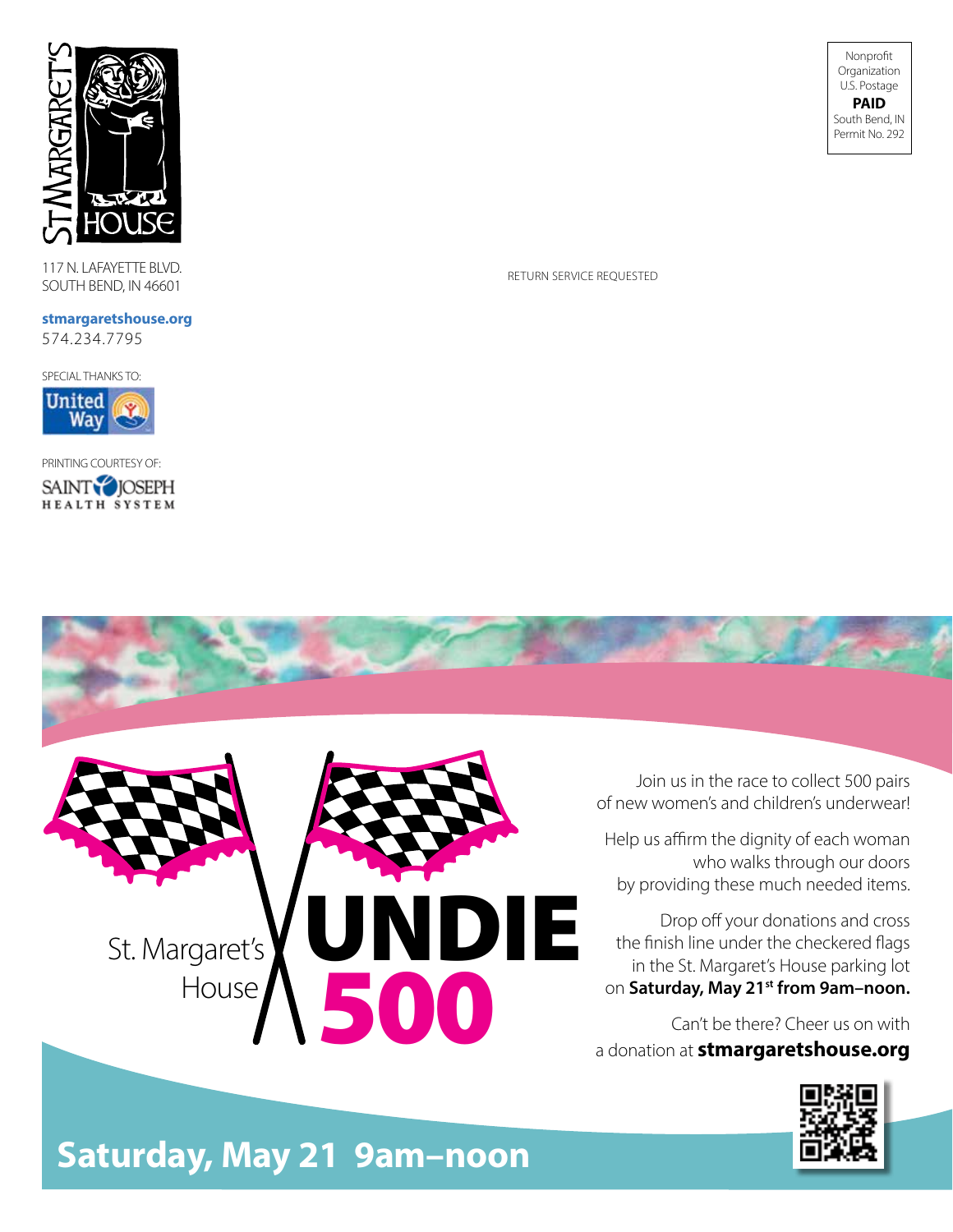ST MARGARET'S HOUSE

117 N. LAFAYETTE BLVD.
SOUTH BEND, IN 46601

**stmargaretshouse.org**
574.234.7795

SPECIAL THANKS TO:

United Way

PRINTING COURTESY OF:

SAINT JOSEPH HEALTH SYSTEM

RETURN SERVICE REQUESTED

Nonprofit
Organization
U.S. Postage
**PAID**
South Bend, IN
Permit No. 292

St. Margaret's House

# UNDIE 500

Join us in the race to collect 500 pairs of new women's and children's underwear!

Help us affirm the dignity of each woman who walks through our doors by providing these much needed items.

Drop off your donations and cross the finish line under the checkered flags in the St. Margaret's House parking lot on **Saturday, May 21st from 9am–noon.**

Can't be there? Cheer us on with a donation at **stmargaretshouse.org**

## Saturday, May 21 9am–noon